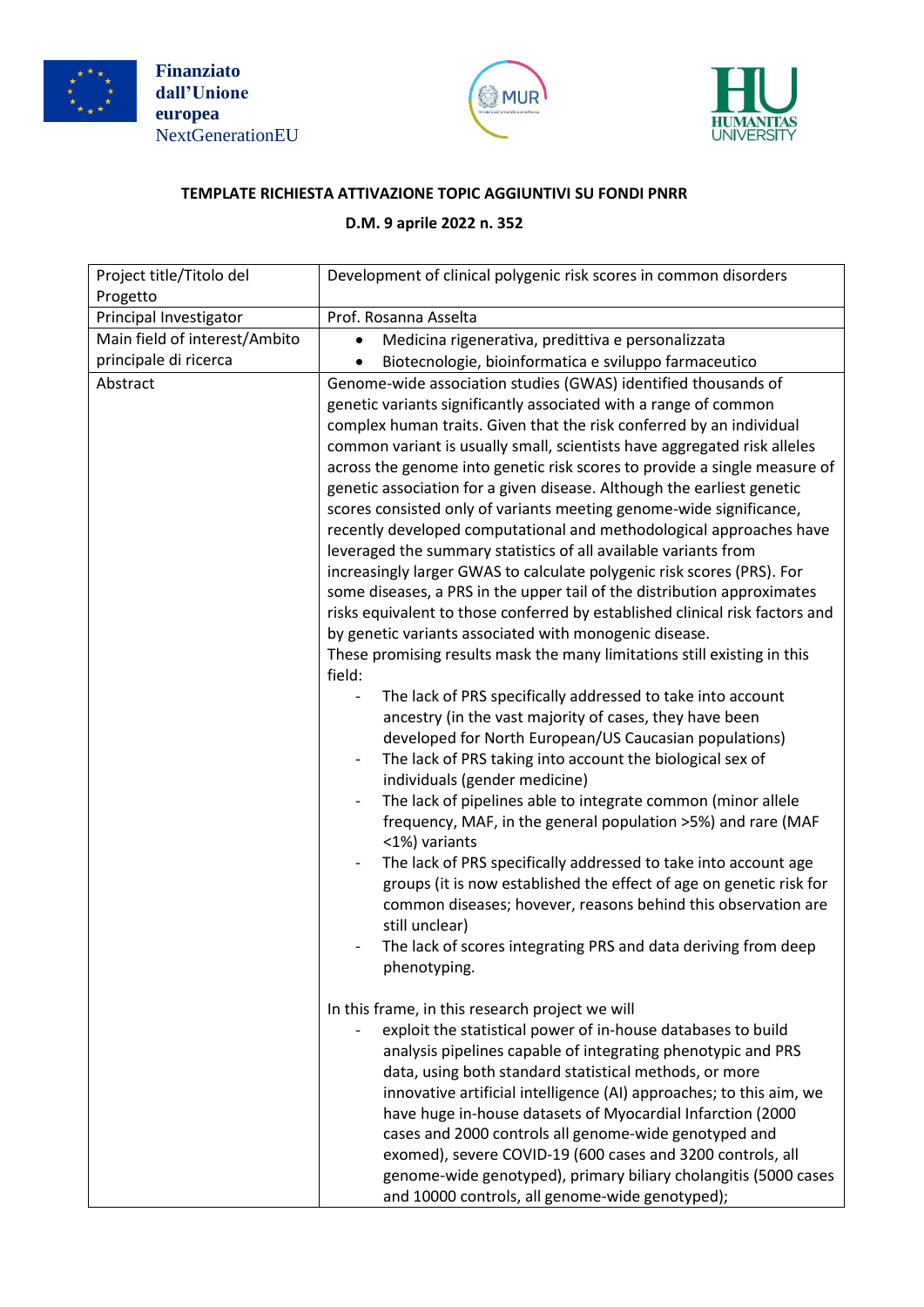Finanziato dall'Unione europea
NextGenerationEU

**TEMPLATE RICHIESTA ATTIVAZIONE TOPIC AGGIUNTIVI SU FONDI PNRR**

**D.M. 9 aprile 2022 n. 352**

| Project title/Titolo del Progetto | Development of clinical polygenic risk scores in common disorders |
|---|---|
| Principal Investigator | Prof. Rosanna Asselta |
| Main field of interest/Ambito principale di ricerca | • Medicina rigenerativa, predittiva e personalizzata<br>• Biotecnologie, bioinformatica e sviluppo farmaceutico |
| Abstract | Genome-wide association studies (GWAS) identified thousands of genetic variants significantly associated with a range of common complex human traits. Given that the risk conferred by an individual common variant is usually small, scientists have aggregated risk alleles across the genome into genetic risk scores to provide a single measure of genetic association for a given disease. Although the earliest genetic scores consisted only of variants meeting genome-wide significance, recently developed computational and methodological approaches have leveraged the summary statistics of all available variants from increasingly larger GWAS to calculate polygenic risk scores (PRS). For some diseases, a PRS in the upper tail of the distribution approximates risks equivalent to those conferred by established clinical risk factors and by genetic variants associated with monogenic disease.<br>These promising results mask the many limitations still existing in this field:<br>- The lack of PRS specifically addressed to take into account ancestry (in the vast majority of cases, they have been developed for North European/US Caucasian populations)<br>- The lack of PRS taking into account the biological sex of individuals (gender medicine)<br>- The lack of pipelines able to integrate common (minor allele frequency, MAF, in the general population >5%) and rare (MAF <1%) variants<br>- The lack of PRS specifically addressed to take into account age groups (it is now established the effect of age on genetic risk for common diseases; hovever, reasons behind this observation are still unclear)<br>- The lack of scores integrating PRS and data deriving from deep phenotyping.<br><br>In this frame, in this research project we will<br>- exploit the statistical power of in-house databases to build analysis pipelines capable of integrating phenotypic and PRS data, using both standard statistical methods, or more innovative artificial intelligence (AI) approaches; to this aim, we have huge in-house datasets of Myocardial Infarction (2000 cases and 2000 controls all genome-wide genotyped and exomed), severe COVID-19 (600 cases and 3200 controls, all genome-wide genotyped), primary biliary cholangitis (5000 cases and 10000 controls, all genome-wide genotyped); |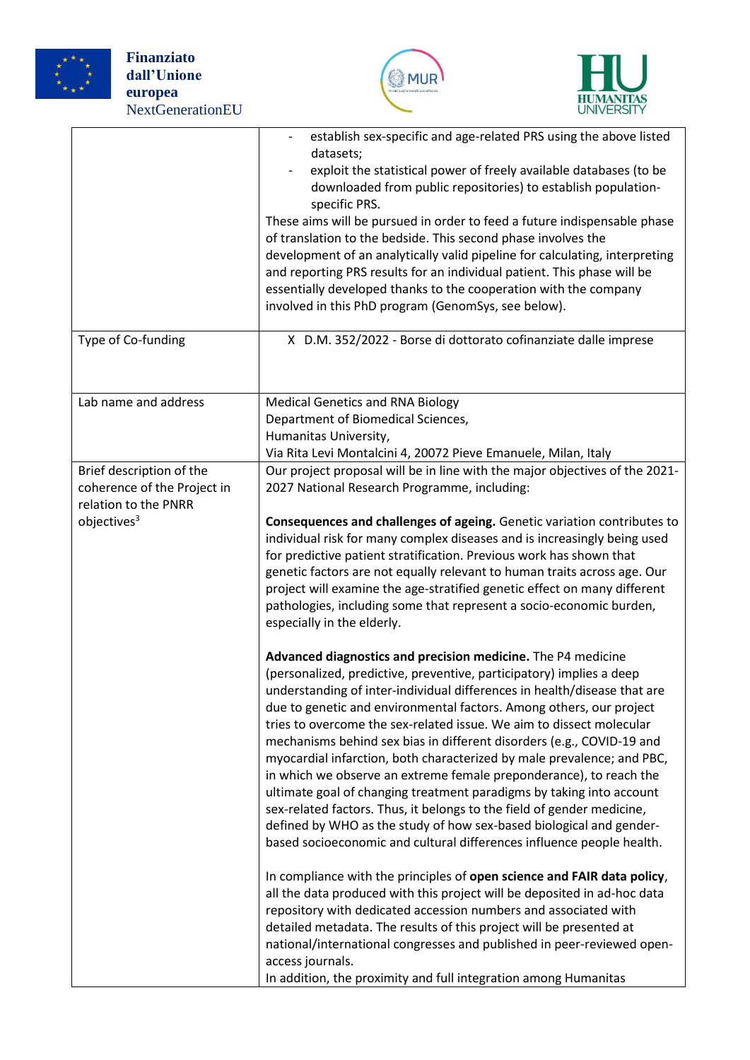| | |
|---|---|
| | - establish sex-specific and age-related PRS using the above listed datasets;<br>- exploit the statistical power of freely available databases (to be downloaded from public repositories) to establish population-specific PRS.<br>These aims will be pursued in order to feed a future indispensable phase of translation to the bedside. This second phase involves the development of an analytically valid pipeline for calculating, interpreting and reporting PRS results for an individual patient. This phase will be essentially developed thanks to the cooperation with the company involved in this PhD program (GenomSys, see below). |
| Type of Co-funding | X D.M. 352/2022 - Borse di dottorato cofinanziate dalle imprese |
| Lab name and address | Medical Genetics and RNA Biology<br>Department of Biomedical Sciences,<br>Humanitas University,<br>Via Rita Levi Montalcini 4, 20072 Pieve Emanuele, Milan, Italy |
| Brief description of the coherence of the Project in relation to the PNRR objectives[3] | Our project proposal will be in line with the major objectives of the 2021-2027 National Research Programme, including:<br><br>**Consequences and challenges of ageing.** Genetic variation contributes to individual risk for many complex diseases and is increasingly being used for predictive patient stratification. Previous work has shown that genetic factors are not equally relevant to human traits across age. Our project will examine the age-stratified genetic effect on many different pathologies, including some that represent a socio-economic burden, especially in the elderly.<br><br>**Advanced diagnostics and precision medicine.** The P4 medicine (personalized, predictive, preventive, participatory) implies a deep understanding of inter-individual differences in health/disease that are due to genetic and environmental factors. Among others, our project tries to overcome the sex-related issue. We aim to dissect molecular mechanisms behind sex bias in different disorders (e.g., COVID-19 and myocardial infarction, both characterized by male prevalence; and PBC, in which we observe an extreme female preponderance), to reach the ultimate goal of changing treatment paradigms by taking into account sex-related factors. Thus, it belongs to the field of gender medicine, defined by WHO as the study of how sex-based biological and gender-based socioeconomic and cultural differences influence people health.<br><br>In compliance with the principles of **open science and FAIR data policy**, all the data produced with this project will be deposited in ad-hoc data repository with dedicated accession numbers and associated with detailed metadata. The results of this project will be presented at national/international congresses and published in peer-reviewed open-access journals.<br>In addition, the proximity and full integration among Humanitas |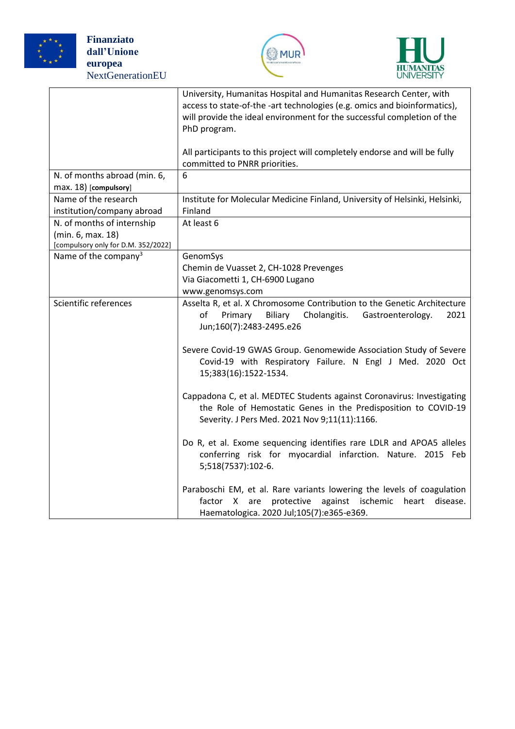| | |
|---|---|
| | University, Humanitas Hospital and Humanitas Research Center, with access to state-of-the -art technologies (e.g. omics and bioinformatics), will provide the ideal environment for the successful completion of the PhD program.<br><br>All participants to this project will completely endorse and will be fully committed to PNRR priorities. |
| N. of months abroad (min. 6, max. 18) [**compulsory**] | 6 |
| Name of the research institution/company abroad | Institute for Molecular Medicine Finland, University of Helsinki, Helsinki, Finland |
| N. of months of internship (min. 6, max. 18) [compulsory only for D.M. 352/2022] | At least 6 |
| Name of the company[3] | GenomSys<br>Chemin de Vuasset 2, CH-1028 Prevenges<br>Via Giacometti 1, CH-6900 Lugano<br>www.genomsys.com |
| Scientific references | Asselta R, et al. X Chromosome Contribution to the Genetic Architecture of Primary Biliary Cholangitis. Gastroenterology. 2021 Jun;160(7):2483-2495.e26<br><br>Severe Covid-19 GWAS Group. Genomewide Association Study of Severe Covid-19 with Respiratory Failure. N Engl J Med. 2020 Oct 15;383(16):1522-1534.<br><br>Cappadona C, et al. MEDTEC Students against Coronavirus: Investigating the Role of Hemostatic Genes in the Predisposition to COVID-19 Severity. J Pers Med. 2021 Nov 9;11(11):1166.<br><br>Do R, et al. Exome sequencing identifies rare LDLR and APOA5 alleles conferring risk for myocardial infarction. Nature. 2015 Feb 5;518(7537):102-6.<br><br>Paraboschi EM, et al. Rare variants lowering the levels of coagulation factor X are protective against ischemic heart disease. Haematologica. 2020 Jul;105(7):e365-e369. |